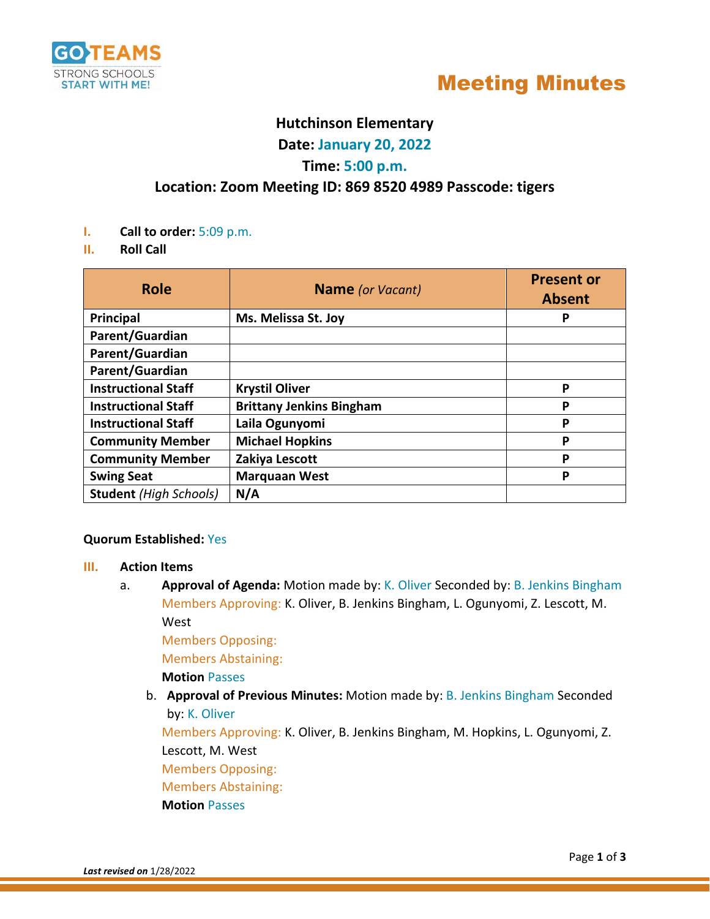GO TEAMS
STRONG SCHOOLS
START WITH ME!

# Meeting Minutes

## Hutchinson Elementary

**Date:** January 20, 2022

**Time:** 5:00 p.m.

**Location: Zoom Meeting ID: 869 8520 4989 Passcode: tigers**

I. **Call to order:** 5:09 p.m.

II. **Roll Call**

| Role | Name *(or Vacant)* | Present or Absent |
|---|---|---|
| **Principal** | **Ms. Melissa St. Joy** | **P** |
| **Parent/Guardian** | | |
| **Parent/Guardian** | | |
| **Parent/Guardian** | | |
| **Instructional Staff** | **Krystil Oliver** | **P** |
| **Instructional Staff** | **Brittany Jenkins Bingham** | **P** |
| **Instructional Staff** | **Laila Ogunyomi** | **P** |
| **Community Member** | **Michael Hopkins** | **P** |
| **Community Member** | **Zakiya Lescott** | **P** |
| **Swing Seat** | **Marquaan West** | **P** |
| **Student** *(High Schools)* | **N/A** | |

**Quorum Established:** Yes

III. **Action Items**

a. **Approval of Agenda:** Motion made by: K. Oliver Seconded by: B. Jenkins Bingham
   Members Approving: K. Oliver, B. Jenkins Bingham, L. Ogunyomi, Z. Lescott, M. West
   Members Opposing:
   Members Abstaining:
   **Motion** Passes

b. **Approval of Previous Minutes:** Motion made by: B. Jenkins Bingham Seconded by: K. Oliver
   Members Approving: K. Oliver, B. Jenkins Bingham, M. Hopkins, L. Ogunyomi, Z. Lescott, M. West
   Members Opposing:
   Members Abstaining:
   **Motion** Passes

***Last revised on*** 1/28/2022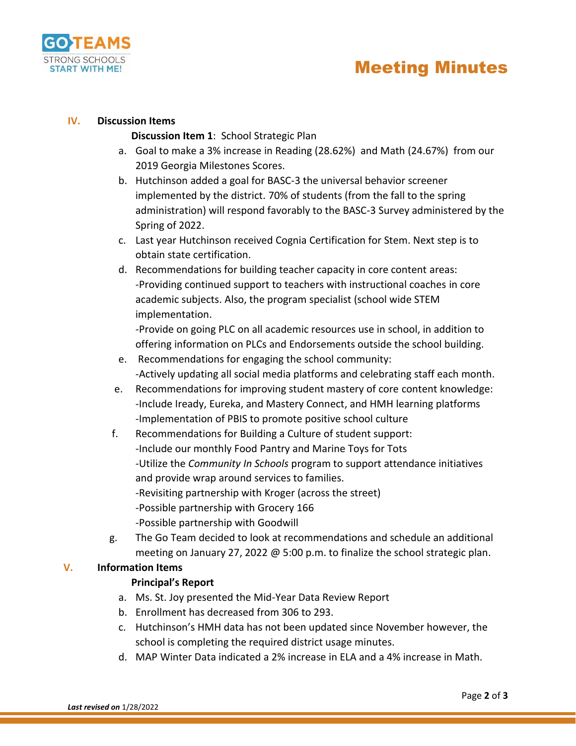# Meeting Minutes

## IV. Discussion Items

**Discussion Item 1**: School Strategic Plan

a. Goal to make a 3% increase in Reading (28.62%) and Math (24.67%) from our 2019 Georgia Milestones Scores.

b. Hutchinson added a goal for BASC-3 the universal behavior screener implemented by the district. 70% of students (from the fall to the spring administration) will respond favorably to the BASC-3 Survey administered by the Spring of 2022.

c. Last year Hutchinson received Cognia Certification for Stem. Next step is to obtain state certification.

d. Recommendations for building teacher capacity in core content areas:
-Providing continued support to teachers with instructional coaches in core academic subjects. Also, the program specialist (school wide STEM implementation.
-Provide on going PLC on all academic resources use in school, in addition to offering information on PLCs and Endorsements outside the school building.

e. Recommendations for engaging the school community:
-Actively updating all social media platforms and celebrating staff each month.

e. Recommendations for improving student mastery of core content knowledge:
-Include Iready, Eureka, and Mastery Connect, and HMH learning platforms
-Implementation of PBIS to promote positive school culture

f. Recommendations for Building a Culture of student support:
-Include our monthly Food Pantry and Marine Toys for Tots
-Utilize the *Community In Schools* program to support attendance initiatives and provide wrap around services to families.
-Revisiting partnership with Kroger (across the street)
-Possible partnership with Grocery 166
-Possible partnership with Goodwill

g. The Go Team decided to look at recommendations and schedule an additional meeting on January 27, 2022 @ 5:00 p.m. to finalize the school strategic plan.

## V. Information Items

**Principal's Report**

a. Ms. St. Joy presented the Mid-Year Data Review Report

b. Enrollment has decreased from 306 to 293.

c. Hutchinson's HMH data has not been updated since November however, the school is completing the required district usage minutes.

d. MAP Winter Data indicated a 2% increase in ELA and a 4% increase in Math.

***Last revised on*** 1/28/2022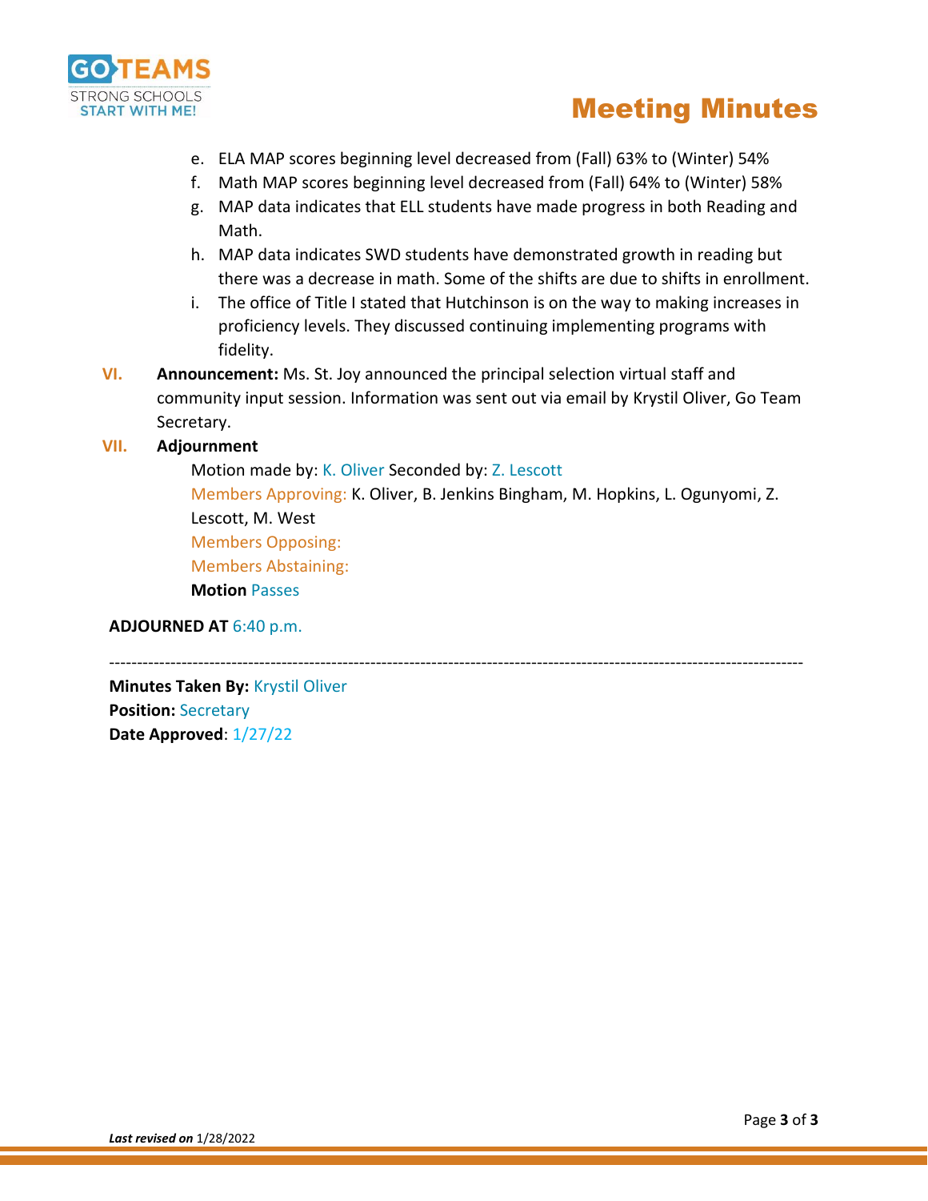e. ELA MAP scores beginning level decreased from (Fall) 63% to (Winter) 54%
f. Math MAP scores beginning level decreased from (Fall) 64% to (Winter) 58%
g. MAP data indicates that ELL students have made progress in both Reading and Math.
h. MAP data indicates SWD students have demonstrated growth in reading but there was a decrease in math. Some of the shifts are due to shifts in enrollment.
i. The office of Title I stated that Hutchinson is on the way to making increases in proficiency levels. They discussed continuing implementing programs with fidelity.

VI. **Announcement:** Ms. St. Joy announced the principal selection virtual staff and community input session. Information was sent out via email by Krystil Oliver, Go Team Secretary.

VII. **Adjournment**

Motion made by: K. Oliver Seconded by: Z. Lescott
Members Approving: K. Oliver, B. Jenkins Bingham, M. Hopkins, L. Ogunyomi, Z. Lescott, M. West
Members Opposing:
Members Abstaining:
**Motion** Passes

**ADJOURNED AT** 6:40 p.m.

---

**Minutes Taken By:** Krystil Oliver
**Position:** Secretary
**Date Approved**: 1/27/22

***Last revised on*** 1/28/2022